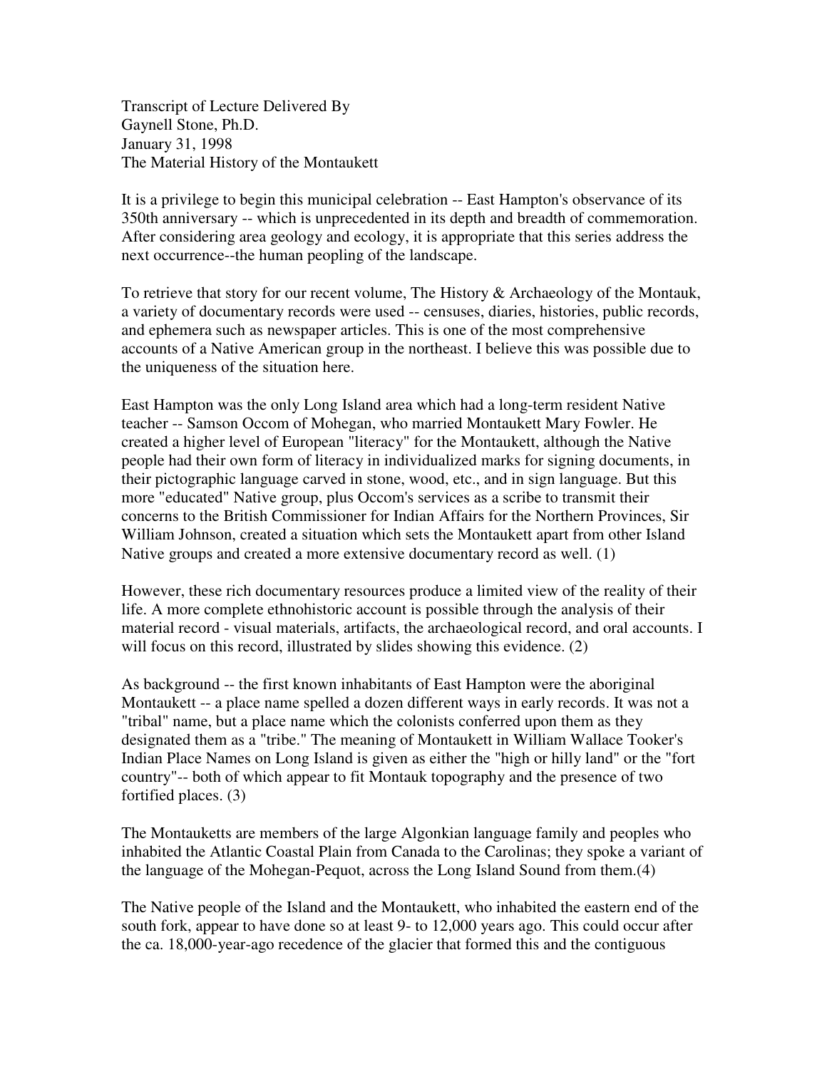Transcript of Lecture Delivered By
Gaynell Stone, Ph.D.
January 31, 1998
The Material History of the Montaukett

It is a privilege to begin this municipal celebration -- East Hampton's observance of its 350th anniversary -- which is unprecedented in its depth and breadth of commemoration. After considering area geology and ecology, it is appropriate that this series address the next occurrence--the human peopling of the landscape.

To retrieve that story for our recent volume, The History & Archaeology of the Montauk, a variety of documentary records were used -- censuses, diaries, histories, public records, and ephemera such as newspaper articles. This is one of the most comprehensive accounts of a Native American group in the northeast. I believe this was possible due to the uniqueness of the situation here.

East Hampton was the only Long Island area which had a long-term resident Native teacher -- Samson Occom of Mohegan, who married Montaukett Mary Fowler. He created a higher level of European "literacy" for the Montaukett, although the Native people had their own form of literacy in individualized marks for signing documents, in their pictographic language carved in stone, wood, etc., and in sign language. But this more "educated" Native group, plus Occom's services as a scribe to transmit their concerns to the British Commissioner for Indian Affairs for the Northern Provinces, Sir William Johnson, created a situation which sets the Montaukett apart from other Island Native groups and created a more extensive documentary record as well. (1)

However, these rich documentary resources produce a limited view of the reality of their life. A more complete ethnohistoric account is possible through the analysis of their material record - visual materials, artifacts, the archaeological record, and oral accounts. I will focus on this record, illustrated by slides showing this evidence. (2)

As background -- the first known inhabitants of East Hampton were the aboriginal Montaukett -- a place name spelled a dozen different ways in early records. It was not a "tribal" name, but a place name which the colonists conferred upon them as they designated them as a "tribe." The meaning of Montaukett in William Wallace Tooker's Indian Place Names on Long Island is given as either the "high or hilly land" or the "fort country"-- both of which appear to fit Montauk topography and the presence of two fortified places. (3)

The Montauketts are members of the large Algonkian language family and peoples who inhabited the Atlantic Coastal Plain from Canada to the Carolinas; they spoke a variant of the language of the Mohegan-Pequot, across the Long Island Sound from them.(4)

The Native people of the Island and the Montaukett, who inhabited the eastern end of the south fork, appear to have done so at least 9- to 12,000 years ago. This could occur after the ca. 18,000-year-ago recedence of the glacier that formed this and the contiguous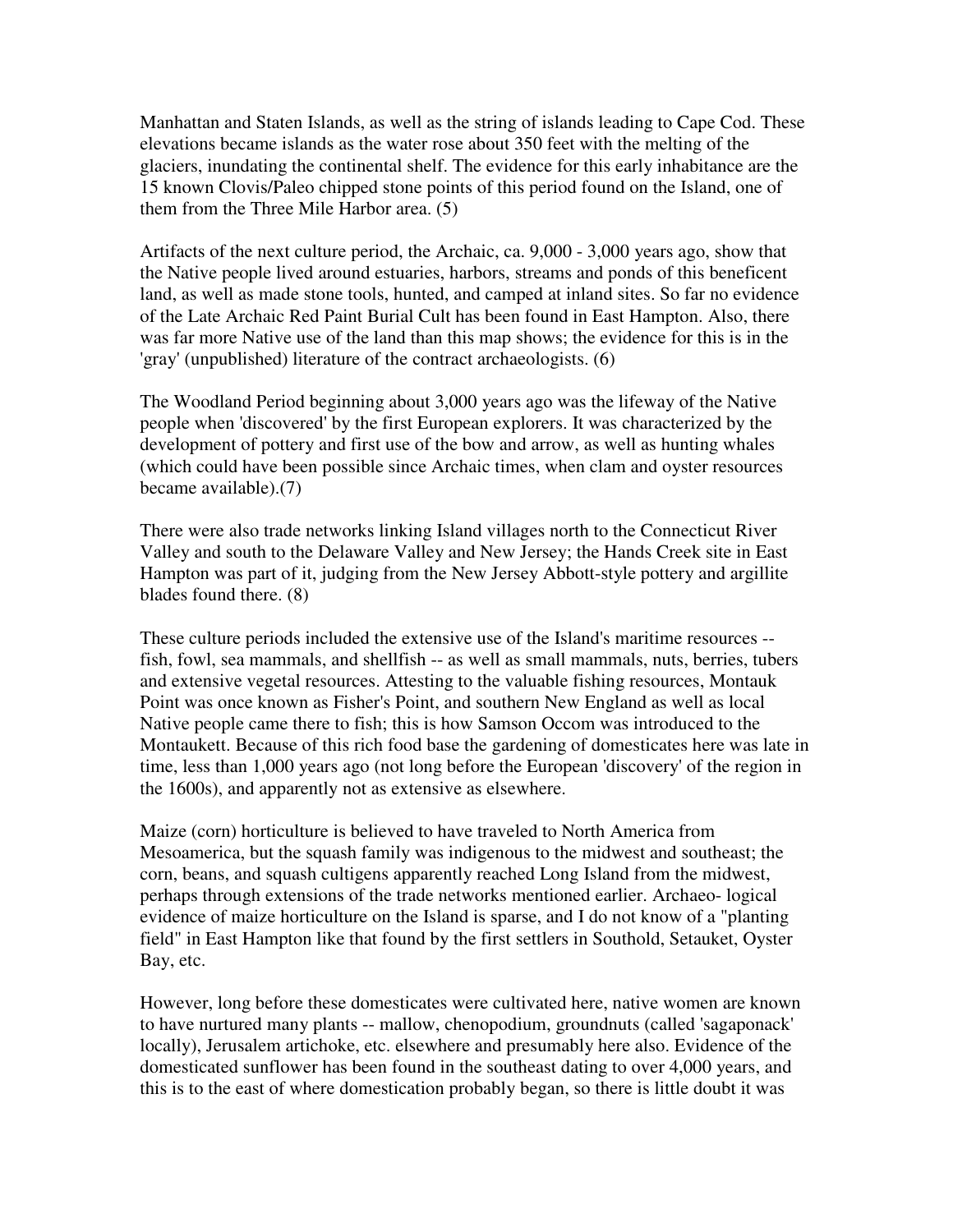Manhattan and Staten Islands, as well as the string of islands leading to Cape Cod. These elevations became islands as the water rose about 350 feet with the melting of the glaciers, inundating the continental shelf. The evidence for this early inhabitance are the 15 known Clovis/Paleo chipped stone points of this period found on the Island, one of them from the Three Mile Harbor area. (5)

Artifacts of the next culture period, the Archaic, ca. 9,000 - 3,000 years ago, show that the Native people lived around estuaries, harbors, streams and ponds of this beneficent land, as well as made stone tools, hunted, and camped at inland sites. So far no evidence of the Late Archaic Red Paint Burial Cult has been found in East Hampton. Also, there was far more Native use of the land than this map shows; the evidence for this is in the 'gray' (unpublished) literature of the contract archaeologists. (6)

The Woodland Period beginning about 3,000 years ago was the lifeway of the Native people when 'discovered' by the first European explorers. It was characterized by the development of pottery and first use of the bow and arrow, as well as hunting whales (which could have been possible since Archaic times, when clam and oyster resources became available).(7)

There were also trade networks linking Island villages north to the Connecticut River Valley and south to the Delaware Valley and New Jersey; the Hands Creek site in East Hampton was part of it, judging from the New Jersey Abbott-style pottery and argillite blades found there. (8)

These culture periods included the extensive use of the Island's maritime resources -- fish, fowl, sea mammals, and shellfish -- as well as small mammals, nuts, berries, tubers and extensive vegetal resources. Attesting to the valuable fishing resources, Montauk Point was once known as Fisher's Point, and southern New England as well as local Native people came there to fish; this is how Samson Occom was introduced to the Montaukett. Because of this rich food base the gardening of domesticates here was late in time, less than 1,000 years ago (not long before the European 'discovery' of the region in the 1600s), and apparently not as extensive as elsewhere.

Maize (corn) horticulture is believed to have traveled to North America from Mesoamerica, but the squash family was indigenous to the midwest and southeast; the corn, beans, and squash cultigens apparently reached Long Island from the midwest, perhaps through extensions of the trade networks mentioned earlier. Archaeo- logical evidence of maize horticulture on the Island is sparse, and I do not know of a "planting field" in East Hampton like that found by the first settlers in Southold, Setauket, Oyster Bay, etc.

However, long before these domesticates were cultivated here, native women are known to have nurtured many plants -- mallow, chenopodium, groundnuts (called 'sagaponack' locally), Jerusalem artichoke, etc. elsewhere and presumably here also. Evidence of the domesticated sunflower has been found in the southeast dating to over 4,000 years, and this is to the east of where domestication probably began, so there is little doubt it was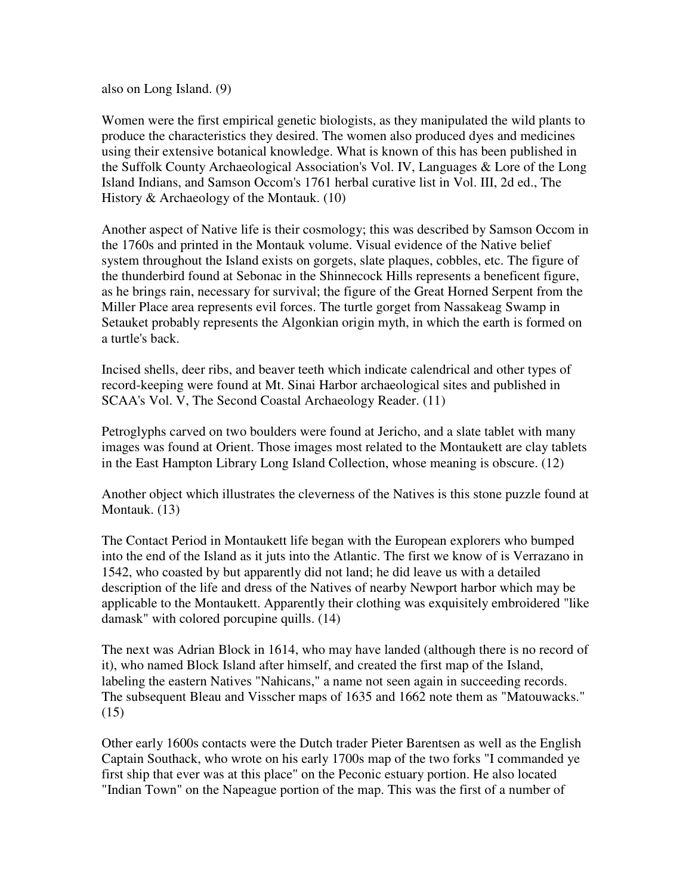also on Long Island. (9)

Women were the first empirical genetic biologists, as they manipulated the wild plants to produce the characteristics they desired. The women also produced dyes and medicines using their extensive botanical knowledge. What is known of this has been published in the Suffolk County Archaeological Association's Vol. IV, Languages & Lore of the Long Island Indians, and Samson Occom's 1761 herbal curative list in Vol. III, 2d ed., The History & Archaeology of the Montauk. (10)

Another aspect of Native life is their cosmology; this was described by Samson Occom in the 1760s and printed in the Montauk volume. Visual evidence of the Native belief system throughout the Island exists on gorgets, slate plaques, cobbles, etc. The figure of the thunderbird found at Sebonac in the Shinnecock Hills represents a beneficent figure, as he brings rain, necessary for survival; the figure of the Great Horned Serpent from the Miller Place area represents evil forces. The turtle gorget from Nassakeag Swamp in Setauket probably represents the Algonkian origin myth, in which the earth is formed on a turtle's back.

Incised shells, deer ribs, and beaver teeth which indicate calendrical and other types of record-keeping were found at Mt. Sinai Harbor archaeological sites and published in SCAA's Vol. V, The Second Coastal Archaeology Reader. (11)

Petroglyphs carved on two boulders were found at Jericho, and a slate tablet with many images was found at Orient. Those images most related to the Montaukett are clay tablets in the East Hampton Library Long Island Collection, whose meaning is obscure. (12)

Another object which illustrates the cleverness of the Natives is this stone puzzle found at Montauk. (13)

The Contact Period in Montaukett life began with the European explorers who bumped into the end of the Island as it juts into the Atlantic. The first we know of is Verrazano in 1542, who coasted by but apparently did not land; he did leave us with a detailed description of the life and dress of the Natives of nearby Newport harbor which may be applicable to the Montaukett. Apparently their clothing was exquisitely embroidered "like damask" with colored porcupine quills. (14)

The next was Adrian Block in 1614, who may have landed (although there is no record of it), who named Block Island after himself, and created the first map of the Island, labeling the eastern Natives "Nahicans," a name not seen again in succeeding records. The subsequent Bleau and Visscher maps of 1635 and 1662 note them as "Matouwacks." (15)

Other early 1600s contacts were the Dutch trader Pieter Barentsen as well as the English Captain Southack, who wrote on his early 1700s map of the two forks "I commanded ye first ship that ever was at this place" on the Peconic estuary portion. He also located "Indian Town" on the Napeague portion of the map. This was the first of a number of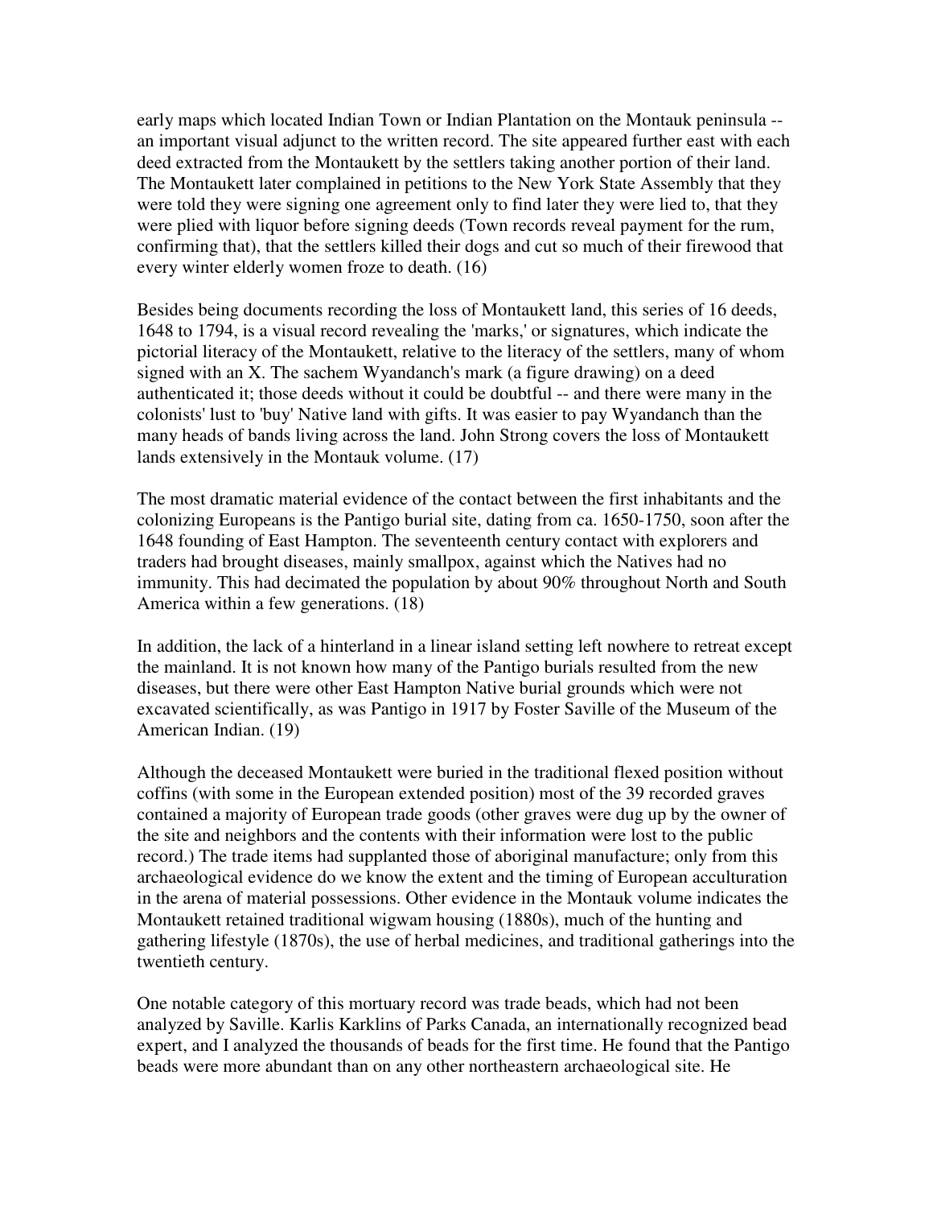early maps which located Indian Town or Indian Plantation on the Montauk peninsula -- an important visual adjunct to the written record. The site appeared further east with each deed extracted from the Montaukett by the settlers taking another portion of their land. The Montaukett later complained in petitions to the New York State Assembly that they were told they were signing one agreement only to find later they were lied to, that they were plied with liquor before signing deeds (Town records reveal payment for the rum, confirming that), that the settlers killed their dogs and cut so much of their firewood that every winter elderly women froze to death. (16)

Besides being documents recording the loss of Montaukett land, this series of 16 deeds, 1648 to 1794, is a visual record revealing the 'marks,' or signatures, which indicate the pictorial literacy of the Montaukett, relative to the literacy of the settlers, many of whom signed with an X. The sachem Wyandanch's mark (a figure drawing) on a deed authenticated it; those deeds without it could be doubtful -- and there were many in the colonists' lust to 'buy' Native land with gifts. It was easier to pay Wyandanch than the many heads of bands living across the land. John Strong covers the loss of Montaukett lands extensively in the Montauk volume. (17)

The most dramatic material evidence of the contact between the first inhabitants and the colonizing Europeans is the Pantigo burial site, dating from ca. 1650-1750, soon after the 1648 founding of East Hampton. The seventeenth century contact with explorers and traders had brought diseases, mainly smallpox, against which the Natives had no immunity. This had decimated the population by about 90% throughout North and South America within a few generations. (18)

In addition, the lack of a hinterland in a linear island setting left nowhere to retreat except the mainland. It is not known how many of the Pantigo burials resulted from the new diseases, but there were other East Hampton Native burial grounds which were not excavated scientifically, as was Pantigo in 1917 by Foster Saville of the Museum of the American Indian. (19)

Although the deceased Montaukett were buried in the traditional flexed position without coffins (with some in the European extended position) most of the 39 recorded graves contained a majority of European trade goods (other graves were dug up by the owner of the site and neighbors and the contents with their information were lost to the public record.) The trade items had supplanted those of aboriginal manufacture; only from this archaeological evidence do we know the extent and the timing of European acculturation in the arena of material possessions. Other evidence in the Montauk volume indicates the Montaukett retained traditional wigwam housing (1880s), much of the hunting and gathering lifestyle (1870s), the use of herbal medicines, and traditional gatherings into the twentieth century.

One notable category of this mortuary record was trade beads, which had not been analyzed by Saville. Karlis Karklins of Parks Canada, an internationally recognized bead expert, and I analyzed the thousands of beads for the first time. He found that the Pantigo beads were more abundant than on any other northeastern archaeological site. He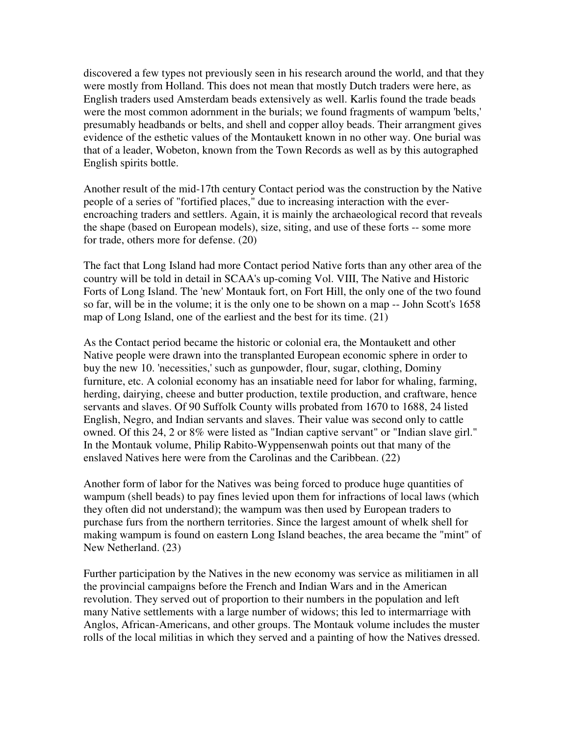discovered a few types not previously seen in his research around the world, and that they were mostly from Holland. This does not mean that mostly Dutch traders were here, as English traders used Amsterdam beads extensively as well. Karlis found the trade beads were the most common adornment in the burials; we found fragments of wampum 'belts,' presumably headbands or belts, and shell and copper alloy beads. Their arrangment gives evidence of the esthetic values of the Montaukett known in no other way. One burial was that of a leader, Wobeton, known from the Town Records as well as by this autographed English spirits bottle.

Another result of the mid-17th century Contact period was the construction by the Native people of a series of "fortified places," due to increasing interaction with the ever-encroaching traders and settlers. Again, it is mainly the archaeological record that reveals the shape (based on European models), size, siting, and use of these forts -- some more for trade, others more for defense. (20)

The fact that Long Island had more Contact period Native forts than any other area of the country will be told in detail in SCAA's up-coming Vol. VIII, The Native and Historic Forts of Long Island. The 'new' Montauk fort, on Fort Hill, the only one of the two found so far, will be in the volume; it is the only one to be shown on a map -- John Scott's 1658 map of Long Island, one of the earliest and the best for its time. (21)

As the Contact period became the historic or colonial era, the Montaukett and other Native people were drawn into the transplanted European economic sphere in order to buy the new 10. 'necessities,' such as gunpowder, flour, sugar, clothing, Dominy furniture, etc. A colonial economy has an insatiable need for labor for whaling, farming, herding, dairying, cheese and butter production, textile production, and craftware, hence servants and slaves. Of 90 Suffolk County wills probated from 1670 to 1688, 24 listed English, Negro, and Indian servants and slaves. Their value was second only to cattle owned. Of this 24, 2 or 8% were listed as "Indian captive servant" or "Indian slave girl." In the Montauk volume, Philip Rabito-Wyppensenwah points out that many of the enslaved Natives here were from the Carolinas and the Caribbean. (22)

Another form of labor for the Natives was being forced to produce huge quantities of wampum (shell beads) to pay fines levied upon them for infractions of local laws (which they often did not understand); the wampum was then used by European traders to purchase furs from the northern territories. Since the largest amount of whelk shell for making wampum is found on eastern Long Island beaches, the area became the "mint" of New Netherland. (23)

Further participation by the Natives in the new economy was service as militiamen in all the provincial campaigns before the French and Indian Wars and in the American revolution. They served out of proportion to their numbers in the population and left many Native settlements with a large number of widows; this led to intermarriage with Anglos, African-Americans, and other groups. The Montauk volume includes the muster rolls of the local militias in which they served and a painting of how the Natives dressed.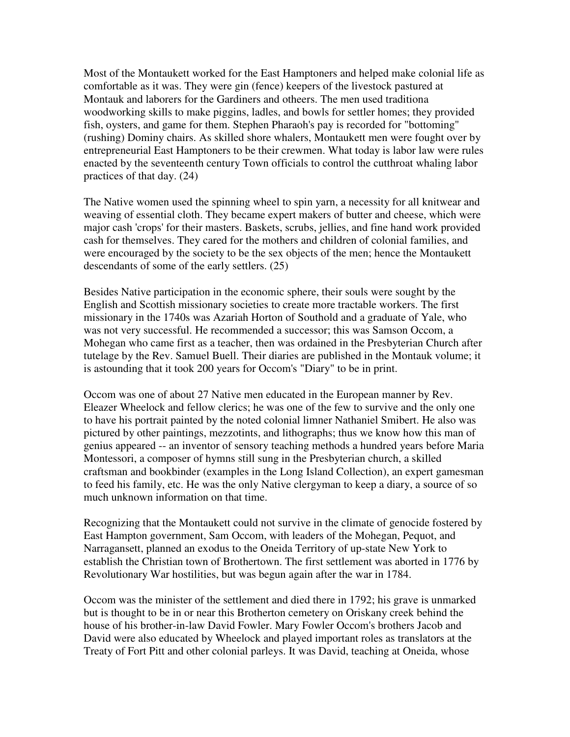Most of the Montaukett worked for the East Hamptoners and helped make colonial life as comfortable as it was. They were gin (fence) keepers of the livestock pastured at Montauk and laborers for the Gardiners and otheers. The men used traditiona woodworking skills to make piggins, ladles, and bowls for settler homes; they provided fish, oysters, and game for them. Stephen Pharaoh's pay is recorded for "bottoming" (rushing) Dominy chairs. As skilled shore whalers, Montaukett men were fought over by entrepreneurial East Hamptoners to be their crewmen. What today is labor law were rules enacted by the seventeenth century Town officials to control the cutthroat whaling labor practices of that day. (24)

The Native women used the spinning wheel to spin yarn, a necessity for all knitwear and weaving of essential cloth. They became expert makers of butter and cheese, which were major cash 'crops' for their masters. Baskets, scrubs, jellies, and fine hand work provided cash for themselves. They cared for the mothers and children of colonial families, and were encouraged by the society to be the sex objects of the men; hence the Montaukett descendants of some of the early settlers. (25)

Besides Native participation in the economic sphere, their souls were sought by the English and Scottish missionary societies to create more tractable workers. The first missionary in the 1740s was Azariah Horton of Southold and a graduate of Yale, who was not very successful. He recommended a successor; this was Samson Occom, a Mohegan who came first as a teacher, then was ordained in the Presbyterian Church after tutelage by the Rev. Samuel Buell. Their diaries are published in the Montauk volume; it is astounding that it took 200 years for Occom's "Diary" to be in print.

Occom was one of about 27 Native men educated in the European manner by Rev. Eleazer Wheelock and fellow clerics; he was one of the few to survive and the only one to have his portrait painted by the noted colonial limner Nathaniel Smibert. He also was pictured by other paintings, mezzotints, and lithographs; thus we know how this man of genius appeared -- an inventor of sensory teaching methods a hundred years before Maria Montessori, a composer of hymns still sung in the Presbyterian church, a skilled craftsman and bookbinder (examples in the Long Island Collection), an expert gamesman to feed his family, etc. He was the only Native clergyman to keep a diary, a source of so much unknown information on that time.

Recognizing that the Montaukett could not survive in the climate of genocide fostered by East Hampton government, Sam Occom, with leaders of the Mohegan, Pequot, and Narragansett, planned an exodus to the Oneida Territory of up-state New York to establish the Christian town of Brothertown. The first settlement was aborted in 1776 by Revolutionary War hostilities, but was begun again after the war in 1784.

Occom was the minister of the settlement and died there in 1792; his grave is unmarked but is thought to be in or near this Brotherton cemetery on Oriskany creek behind the house of his brother-in-law David Fowler. Mary Fowler Occom's brothers Jacob and David were also educated by Wheelock and played important roles as translators at the Treaty of Fort Pitt and other colonial parleys. It was David, teaching at Oneida, whose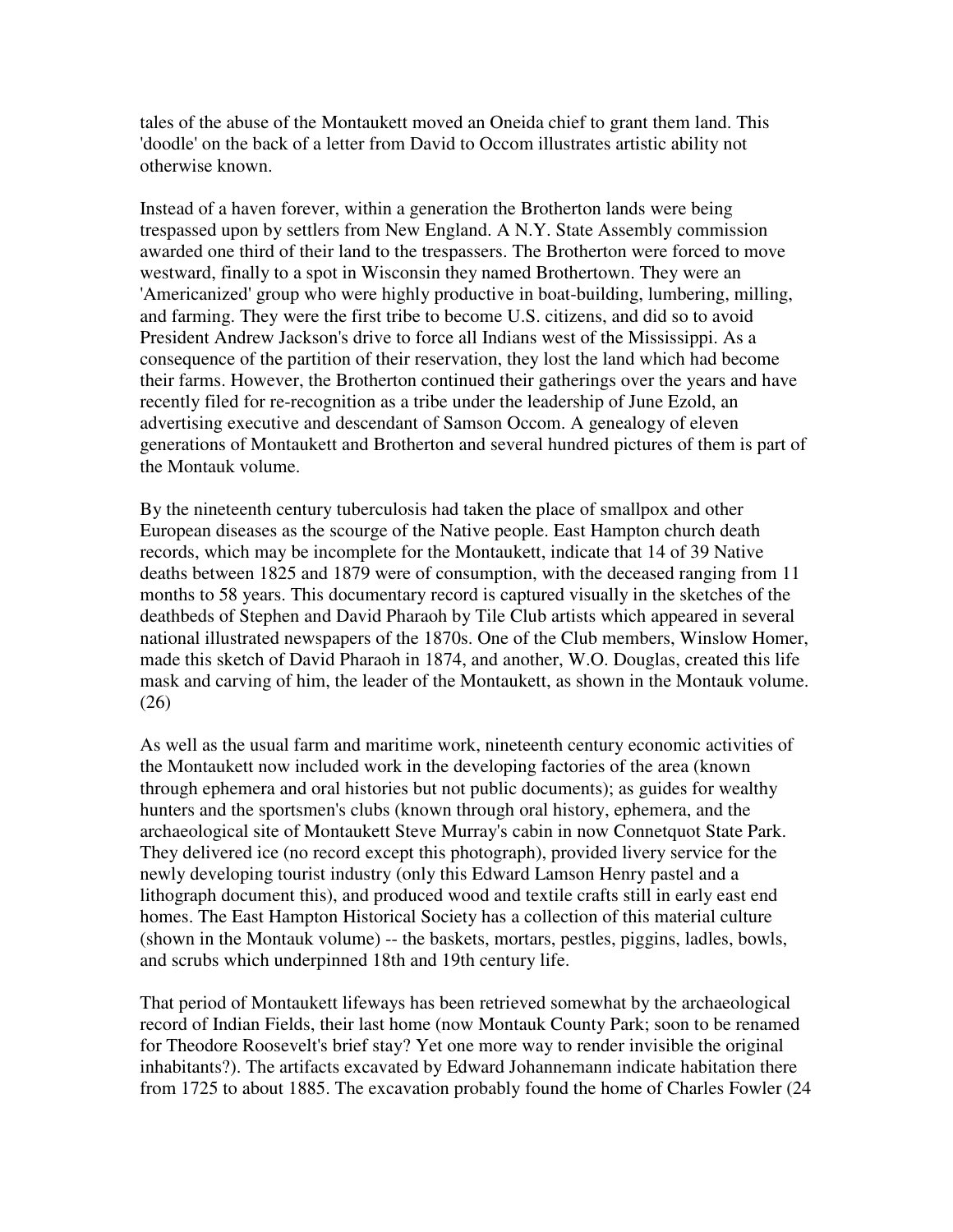tales of the abuse of the Montaukett moved an Oneida chief to grant them land. This 'doodle' on the back of a letter from David to Occom illustrates artistic ability not otherwise known.

Instead of a haven forever, within a generation the Brotherton lands were being trespassed upon by settlers from New England. A N.Y. State Assembly commission awarded one third of their land to the trespassers. The Brotherton were forced to move westward, finally to a spot in Wisconsin they named Brothertown. They were an 'Americanized' group who were highly productive in boat-building, lumbering, milling, and farming. They were the first tribe to become U.S. citizens, and did so to avoid President Andrew Jackson's drive to force all Indians west of the Mississippi. As a consequence of the partition of their reservation, they lost the land which had become their farms. However, the Brotherton continued their gatherings over the years and have recently filed for re-recognition as a tribe under the leadership of June Ezold, an advertising executive and descendant of Samson Occom. A genealogy of eleven generations of Montaukett and Brotherton and several hundred pictures of them is part of the Montauk volume.

By the nineteenth century tuberculosis had taken the place of smallpox and other European diseases as the scourge of the Native people. East Hampton church death records, which may be incomplete for the Montaukett, indicate that 14 of 39 Native deaths between 1825 and 1879 were of consumption, with the deceased ranging from 11 months to 58 years. This documentary record is captured visually in the sketches of the deathbeds of Stephen and David Pharaoh by Tile Club artists which appeared in several national illustrated newspapers of the 1870s. One of the Club members, Winslow Homer, made this sketch of David Pharaoh in 1874, and another, W.O. Douglas, created this life mask and carving of him, the leader of the Montaukett, as shown in the Montauk volume. (26)

As well as the usual farm and maritime work, nineteenth century economic activities of the Montaukett now included work in the developing factories of the area (known through ephemera and oral histories but not public documents); as guides for wealthy hunters and the sportsmen's clubs (known through oral history, ephemera, and the archaeological site of Montaukett Steve Murray's cabin in now Connetquot State Park. They delivered ice (no record except this photograph), provided livery service for the newly developing tourist industry (only this Edward Lamson Henry pastel and a lithograph document this), and produced wood and textile crafts still in early east end homes. The East Hampton Historical Society has a collection of this material culture (shown in the Montauk volume) -- the baskets, mortars, pestles, piggins, ladles, bowls, and scrubs which underpinned 18th and 19th century life.

That period of Montaukett lifeways has been retrieved somewhat by the archaeological record of Indian Fields, their last home (now Montauk County Park; soon to be renamed for Theodore Roosevelt's brief stay? Yet one more way to render invisible the original inhabitants?). The artifacts excavated by Edward Johannemann indicate habitation there from 1725 to about 1885. The excavation probably found the home of Charles Fowler (24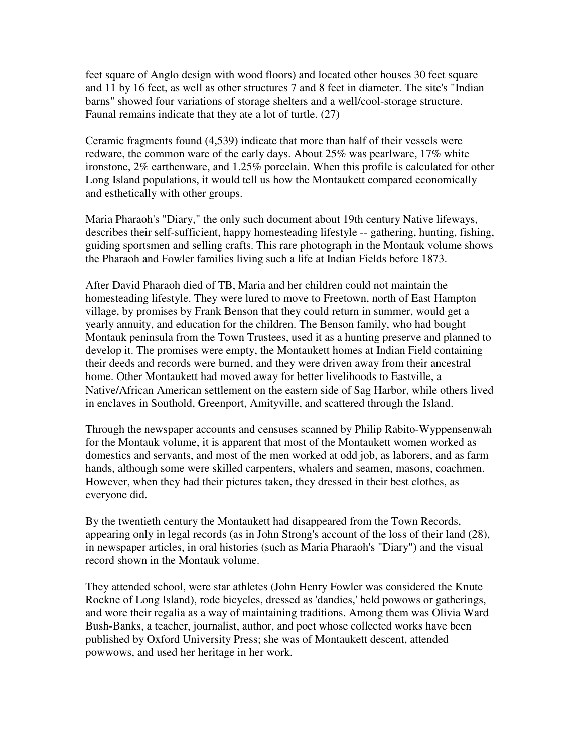feet square of Anglo design with wood floors) and located other houses 30 feet square and 11 by 16 feet, as well as other structures 7 and 8 feet in diameter. The site's "Indian barns" showed four variations of storage shelters and a well/cool-storage structure. Faunal remains indicate that they ate a lot of turtle. (27)

Ceramic fragments found (4,539) indicate that more than half of their vessels were redware, the common ware of the early days. About 25% was pearlware, 17% white ironstone, 2% earthenware, and 1.25% porcelain. When this profile is calculated for other Long Island populations, it would tell us how the Montaukett compared economically and esthetically with other groups.

Maria Pharaoh's "Diary," the only such document about 19th century Native lifeways, describes their self-sufficient, happy homesteading lifestyle -- gathering, hunting, fishing, guiding sportsmen and selling crafts. This rare photograph in the Montauk volume shows the Pharaoh and Fowler families living such a life at Indian Fields before 1873.

After David Pharaoh died of TB, Maria and her children could not maintain the homesteading lifestyle. They were lured to move to Freetown, north of East Hampton village, by promises by Frank Benson that they could return in summer, would get a yearly annuity, and education for the children. The Benson family, who had bought Montauk peninsula from the Town Trustees, used it as a hunting preserve and planned to develop it. The promises were empty, the Montaukett homes at Indian Field containing their deeds and records were burned, and they were driven away from their ancestral home. Other Montaukett had moved away for better livelihoods to Eastville, a Native/African American settlement on the eastern side of Sag Harbor, while others lived in enclaves in Southold, Greenport, Amityville, and scattered through the Island.

Through the newspaper accounts and censuses scanned by Philip Rabito-Wyppensenwah for the Montauk volume, it is apparent that most of the Montaukett women worked as domestics and servants, and most of the men worked at odd job, as laborers, and as farm hands, although some were skilled carpenters, whalers and seamen, masons, coachmen. However, when they had their pictures taken, they dressed in their best clothes, as everyone did.

By the twentieth century the Montaukett had disappeared from the Town Records, appearing only in legal records (as in John Strong's account of the loss of their land (28), in newspaper articles, in oral histories (such as Maria Pharaoh's "Diary") and the visual record shown in the Montauk volume.

They attended school, were star athletes (John Henry Fowler was considered the Knute Rockne of Long Island), rode bicycles, dressed as 'dandies,' held powows or gatherings, and wore their regalia as a way of maintaining traditions. Among them was Olivia Ward Bush-Banks, a teacher, journalist, author, and poet whose collected works have been published by Oxford University Press; she was of Montaukett descent, attended powwows, and used her heritage in her work.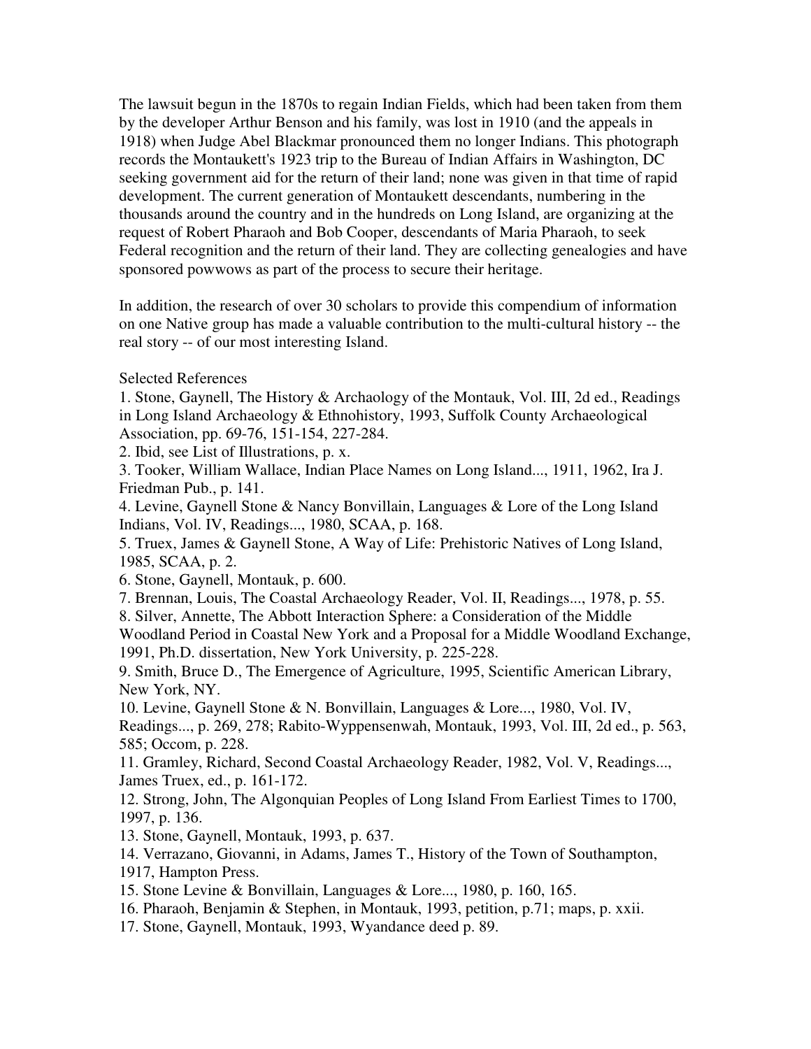The lawsuit begun in the 1870s to regain Indian Fields, which had been taken from them by the developer Arthur Benson and his family, was lost in 1910 (and the appeals in 1918) when Judge Abel Blackmar pronounced them no longer Indians. This photograph records the Montaukett's 1923 trip to the Bureau of Indian Affairs in Washington, DC seeking government aid for the return of their land; none was given in that time of rapid development. The current generation of Montaukett descendants, numbering in the thousands around the country and in the hundreds on Long Island, are organizing at the request of Robert Pharaoh and Bob Cooper, descendants of Maria Pharaoh, to seek Federal recognition and the return of their land. They are collecting genealogies and have sponsored powwows as part of the process to secure their heritage.

In addition, the research of over 30 scholars to provide this compendium of information on one Native group has made a valuable contribution to the multi-cultural history -- the real story -- of our most interesting Island.

Selected References

1. Stone, Gaynell, The History & Archaology of the Montauk, Vol. III, 2d ed., Readings in Long Island Archaeology & Ethnohistory, 1993, Suffolk County Archaeological Association, pp. 69-76, 151-154, 227-284.
2. Ibid, see List of Illustrations, p. x.
3. Tooker, William Wallace, Indian Place Names on Long Island..., 1911, 1962, Ira J. Friedman Pub., p. 141.
4. Levine, Gaynell Stone & Nancy Bonvillain, Languages & Lore of the Long Island Indians, Vol. IV, Readings..., 1980, SCAA, p. 168.
5. Truex, James & Gaynell Stone, A Way of Life: Prehistoric Natives of Long Island, 1985, SCAA, p. 2.
6. Stone, Gaynell, Montauk, p. 600.
7. Brennan, Louis, The Coastal Archaeology Reader, Vol. II, Readings..., 1978, p. 55.
8. Silver, Annette, The Abbott Interaction Sphere: a Consideration of the Middle Woodland Period in Coastal New York and a Proposal for a Middle Woodland Exchange, 1991, Ph.D. dissertation, New York University, p. 225-228.
9. Smith, Bruce D., The Emergence of Agriculture, 1995, Scientific American Library, New York, NY.
10. Levine, Gaynell Stone & N. Bonvillain, Languages & Lore..., 1980, Vol. IV, Readings..., p. 269, 278; Rabito-Wyppensenwah, Montauk, 1993, Vol. III, 2d ed., p. 563, 585; Occom, p. 228.
11. Gramley, Richard, Second Coastal Archaeology Reader, 1982, Vol. V, Readings..., James Truex, ed., p. 161-172.
12. Strong, John, The Algonquian Peoples of Long Island From Earliest Times to 1700, 1997, p. 136.
13. Stone, Gaynell, Montauk, 1993, p. 637.
14. Verrazano, Giovanni, in Adams, James T., History of the Town of Southampton, 1917, Hampton Press.
15. Stone Levine & Bonvillain, Languages & Lore..., 1980, p. 160, 165.
16. Pharaoh, Benjamin & Stephen, in Montauk, 1993, petition, p.71; maps, p. xxii.
17. Stone, Gaynell, Montauk, 1993, Wyandance deed p. 89.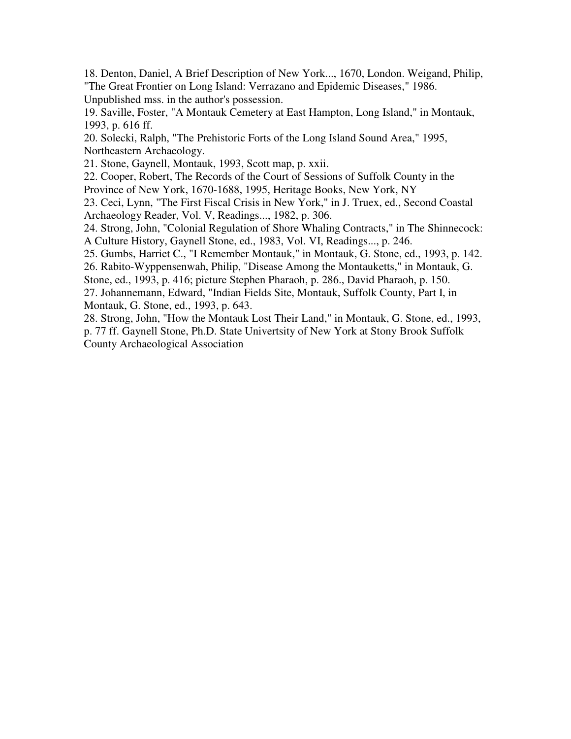18. Denton, Daniel, A Brief Description of New York..., 1670, London. Weigand, Philip, "The Great Frontier on Long Island: Verrazano and Epidemic Diseases," 1986. Unpublished mss. in the author's possession.

19. Saville, Foster, "A Montauk Cemetery at East Hampton, Long Island," in Montauk, 1993, p. 616 ff.

20. Solecki, Ralph, "The Prehistoric Forts of the Long Island Sound Area," 1995, Northeastern Archaeology.

21. Stone, Gaynell, Montauk, 1993, Scott map, p. xxii.

22. Cooper, Robert, The Records of the Court of Sessions of Suffolk County in the Province of New York, 1670-1688, 1995, Heritage Books, New York, NY

23. Ceci, Lynn, "The First Fiscal Crisis in New York," in J. Truex, ed., Second Coastal Archaeology Reader, Vol. V, Readings..., 1982, p. 306.

24. Strong, John, "Colonial Regulation of Shore Whaling Contracts," in The Shinnecock: A Culture History, Gaynell Stone, ed., 1983, Vol. VI, Readings..., p. 246.

25. Gumbs, Harriet C., "I Remember Montauk," in Montauk, G. Stone, ed., 1993, p. 142.

26. Rabito-Wyppensenwah, Philip, "Disease Among the Montauketts," in Montauk, G. Stone, ed., 1993, p. 416; picture Stephen Pharaoh, p. 286., David Pharaoh, p. 150.

27. Johannemann, Edward, "Indian Fields Site, Montauk, Suffolk County, Part I, in Montauk, G. Stone, ed., 1993, p. 643.

28. Strong, John, "How the Montauk Lost Their Land," in Montauk, G. Stone, ed., 1993, p. 77 ff. Gaynell Stone, Ph.D. State Univertsity of New York at Stony Brook Suffolk County Archaeological Association